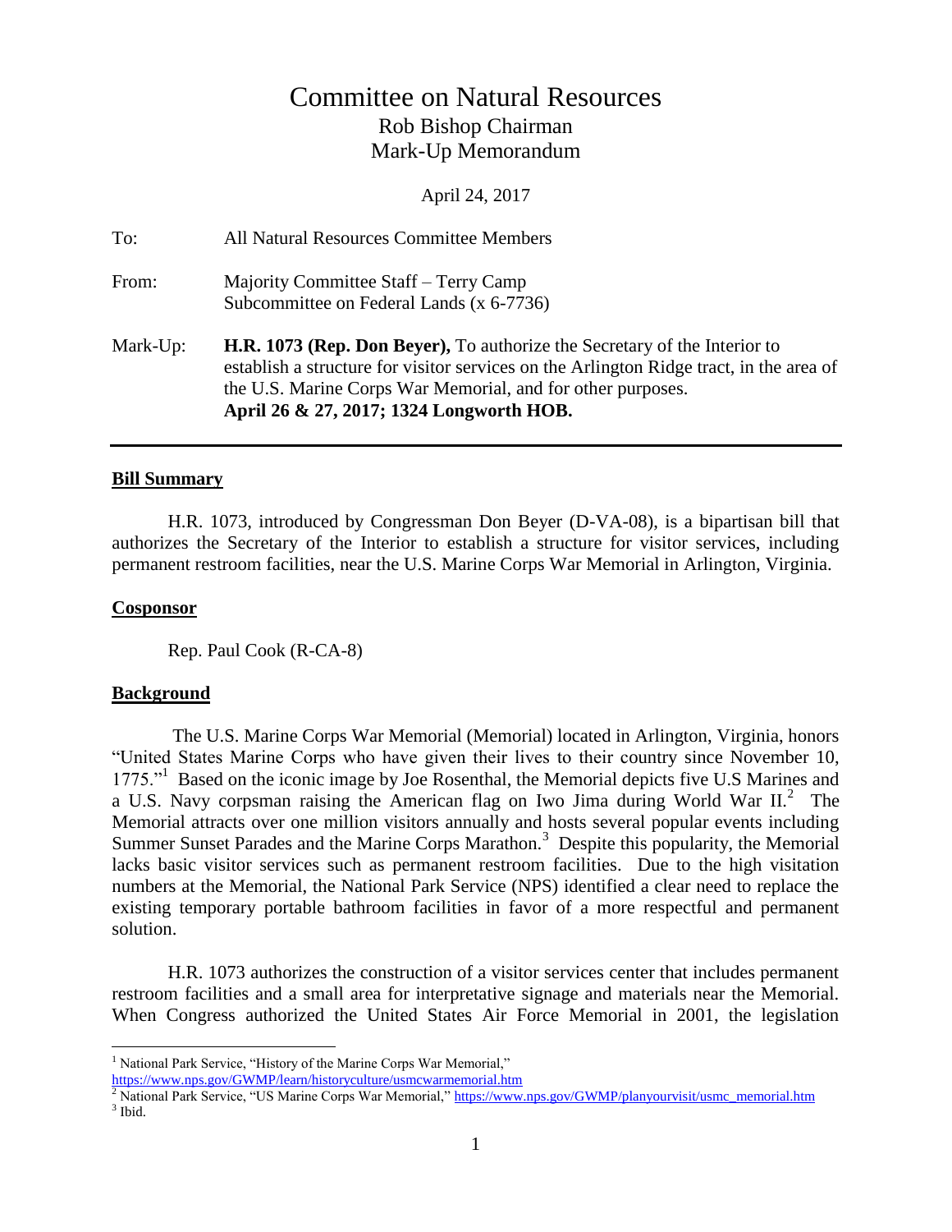# Committee on Natural Resources

## Rob Bishop Chairman
## Mark-Up Memorandum

April 24, 2017

To: All Natural Resources Committee Members

From: Majority Committee Staff – Terry Camp
Subcommittee on Federal Lands (x 6-7736)

Mark-Up: **H.R. 1073 (Rep. Don Beyer),** To authorize the Secretary of the Interior to establish a structure for visitor services on the Arlington Ridge tract, in the area of the U.S. Marine Corps War Memorial, and for other purposes.
**April 26 & 27, 2017; 1324 Longworth HOB.**

---

### Bill Summary

H.R. 1073, introduced by Congressman Don Beyer (D-VA-08), is a bipartisan bill that authorizes the Secretary of the Interior to establish a structure for visitor services, including permanent restroom facilities, near the U.S. Marine Corps War Memorial in Arlington, Virginia.

### Cosponsor

Rep. Paul Cook (R-CA-8)

### Background

The U.S. Marine Corps War Memorial (Memorial) located in Arlington, Virginia, honors "United States Marine Corps who have given their lives to their country since November 10, 1775."[1] Based on the iconic image by Joe Rosenthal, the Memorial depicts five U.S Marines and a U.S. Navy corpsman raising the American flag on Iwo Jima during World War II.[2] The Memorial attracts over one million visitors annually and hosts several popular events including Summer Sunset Parades and the Marine Corps Marathon.[3] Despite this popularity, the Memorial lacks basic visitor services such as permanent restroom facilities. Due to the high visitation numbers at the Memorial, the National Park Service (NPS) identified a clear need to replace the existing temporary portable bathroom facilities in favor of a more respectful and permanent solution.

H.R. 1073 authorizes the construction of a visitor services center that includes permanent restroom facilities and a small area for interpretative signage and materials near the Memorial. When Congress authorized the United States Air Force Memorial in 2001, the legislation

---

[1] National Park Service, "History of the Marine Corps War Memorial," https://www.nps.gov/GWMP/learn/historyculture/usmcwarmemorial.htm

[2] National Park Service, "US Marine Corps War Memorial," https://www.nps.gov/GWMP/planyourvisit/usmc_memorial.htm

[3] Ibid.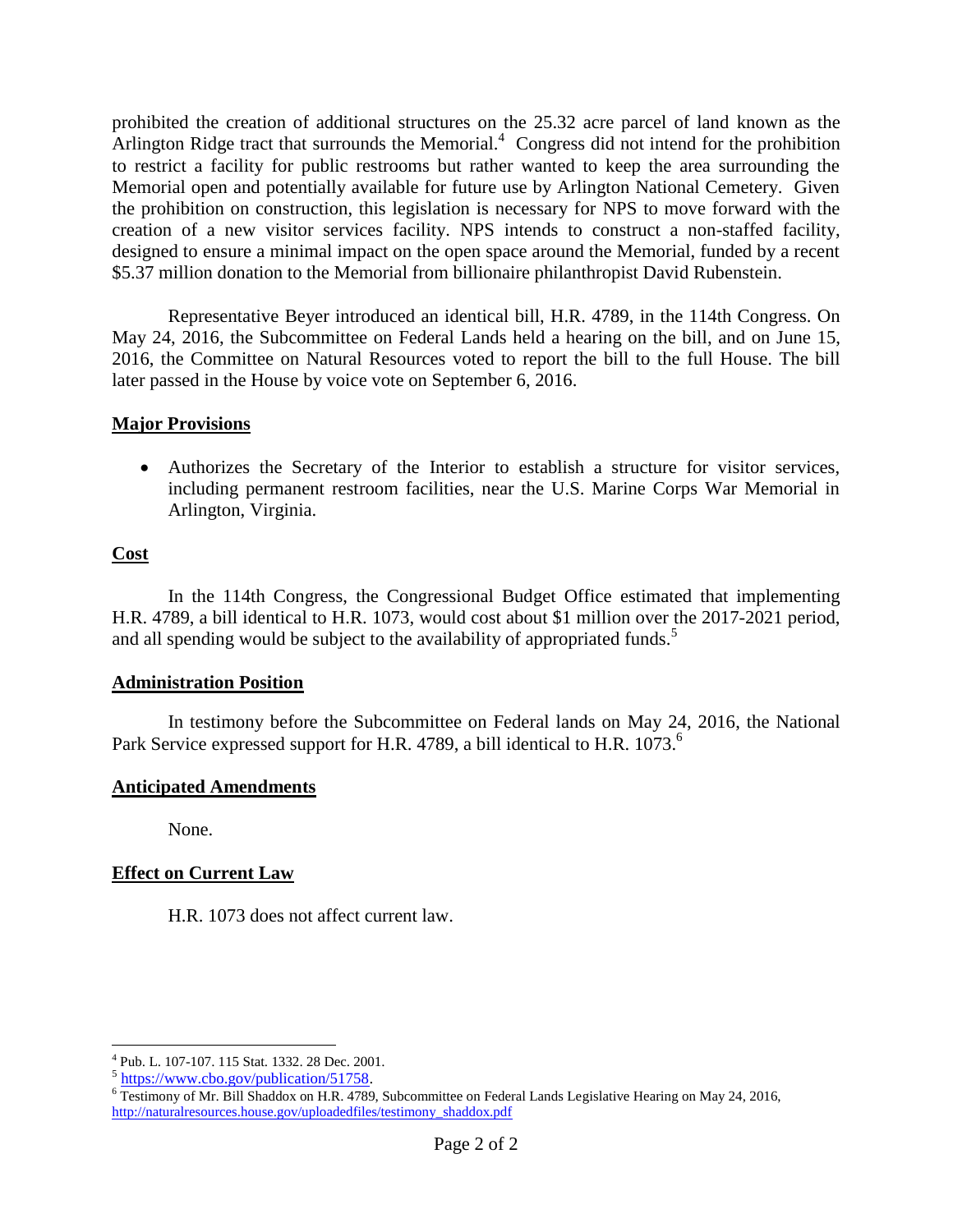prohibited the creation of additional structures on the 25.32 acre parcel of land known as the Arlington Ridge tract that surrounds the Memorial.[4] Congress did not intend for the prohibition to restrict a facility for public restrooms but rather wanted to keep the area surrounding the Memorial open and potentially available for future use by Arlington National Cemetery. Given the prohibition on construction, this legislation is necessary for NPS to move forward with the creation of a new visitor services facility. NPS intends to construct a non-staffed facility, designed to ensure a minimal impact on the open space around the Memorial, funded by a recent $5.37 million donation to the Memorial from billionaire philanthropist David Rubenstein.

Representative Beyer introduced an identical bill, H.R. 4789, in the 114th Congress. On May 24, 2016, the Subcommittee on Federal Lands held a hearing on the bill, and on June 15, 2016, the Committee on Natural Resources voted to report the bill to the full House. The bill later passed in the House by voice vote on September 6, 2016.

## Major Provisions

- Authorizes the Secretary of the Interior to establish a structure for visitor services, including permanent restroom facilities, near the U.S. Marine Corps War Memorial in Arlington, Virginia.

## Cost

In the 114th Congress, the Congressional Budget Office estimated that implementing H.R. 4789, a bill identical to H.R. 1073, would cost about $1 million over the 2017-2021 period, and all spending would be subject to the availability of appropriated funds.[5]

## Administration Position

In testimony before the Subcommittee on Federal lands on May 24, 2016, the National Park Service expressed support for H.R. 4789, a bill identical to H.R. 1073.[6]

## Anticipated Amendments

None.

## Effect on Current Law

H.R. 1073 does not affect current law.

---

[4] Pub. L. 107-107. 115 Stat. 1332. 28 Dec. 2001.

[5] https://www.cbo.gov/publication/51758.

[6] Testimony of Mr. Bill Shaddox on H.R. 4789, Subcommittee on Federal Lands Legislative Hearing on May 24, 2016, http://naturalresources.house.gov/uploadedfiles/testimony_shaddox.pdf